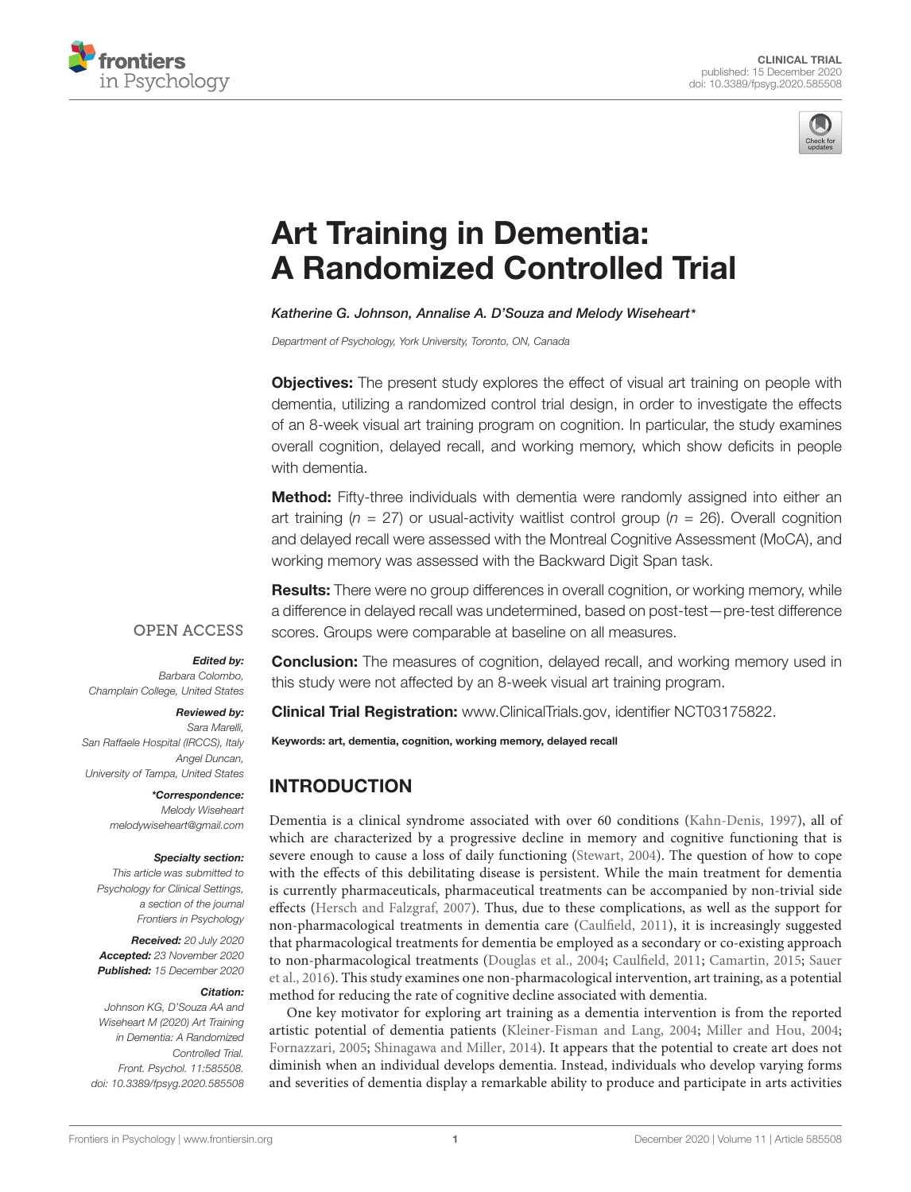CLINICAL TRIAL
published: 15 December 2020
doi: 10.3389/fpsyg.2020.585508

# Art Training in Dementia: A Randomized Controlled Trial

*Katherine G. Johnson, Annalise A. D'Souza and Melody Wiseheart**

*Department of Psychology, York University, Toronto, ON, Canada*

**Objectives:** The present study explores the effect of visual art training on people with dementia, utilizing a randomized control trial design, in order to investigate the effects of an 8-week visual art training program on cognition. In particular, the study examines overall cognition, delayed recall, and working memory, which show deficits in people with dementia.

**Method:** Fifty-three individuals with dementia were randomly assigned into either an art training ($n$ = 27) or usual-activity waitlist control group ($n$ = 26). Overall cognition and delayed recall were assessed with the Montreal Cognitive Assessment (MoCA), and working memory was assessed with the Backward Digit Span task.

**Results:** There were no group differences in overall cognition, or working memory, while a difference in delayed recall was undetermined, based on post-test—pre-test difference scores. Groups were comparable at baseline on all measures.

**Conclusion:** The measures of cognition, delayed recall, and working memory used in this study were not affected by an 8-week visual art training program.

**Clinical Trial Registration:** www.ClinicalTrials.gov, identifier NCT03175822.

**Keywords: art, dementia, cognition, working memory, delayed recall**

OPEN ACCESS

***Edited by:***
*Barbara Colombo,*
*Champlain College, United States*

***Reviewed by:***
*Sara Marelli,*
*San Raffaele Hospital (IRCCS), Italy*
*Angel Duncan,*
*University of Tampa, United States*

****Correspondence:***
*Melody Wiseheart*
*melodywiseheart@gmail.com*

***Specialty section:***
*This article was submitted to Psychology for Clinical Settings, a section of the journal Frontiers in Psychology*

***Received:*** *20 July 2020*
***Accepted:*** *23 November 2020*
***Published:*** *15 December 2020*

***Citation:***
*Johnson KG, D'Souza AA and Wiseheart M (2020) Art Training in Dementia: A Randomized Controlled Trial. Front. Psychol. 11:585508. doi: 10.3389/fpsyg.2020.585508*

## INTRODUCTION

Dementia is a clinical syndrome associated with over 60 conditions (Kahn-Denis, 1997), all of which are characterized by a progressive decline in memory and cognitive functioning that is severe enough to cause a loss of daily functioning (Stewart, 2004). The question of how to cope with the effects of this debilitating disease is persistent. While the main treatment for dementia is currently pharmaceuticals, pharmaceutical treatments can be accompanied by non-trivial side effects (Hersch and Falzgraf, 2007). Thus, due to these complications, as well as the support for non-pharmacological treatments in dementia care (Caulfield, 2011), it is increasingly suggested that pharmacological treatments for dementia be employed as a secondary or co-existing approach to non-pharmacological treatments (Douglas et al., 2004; Caulfield, 2011; Camartin, 2015; Sauer et al., 2016). This study examines one non-pharmacological intervention, art training, as a potential method for reducing the rate of cognitive decline associated with dementia.

One key motivator for exploring art training as a dementia intervention is from the reported artistic potential of dementia patients (Kleiner-Fisman and Lang, 2004; Miller and Hou, 2004; Fornazzari, 2005; Shinagawa and Miller, 2014). It appears that the potential to create art does not diminish when an individual develops dementia. Instead, individuals who develop varying forms and severities of dementia display a remarkable ability to produce and participate in arts activities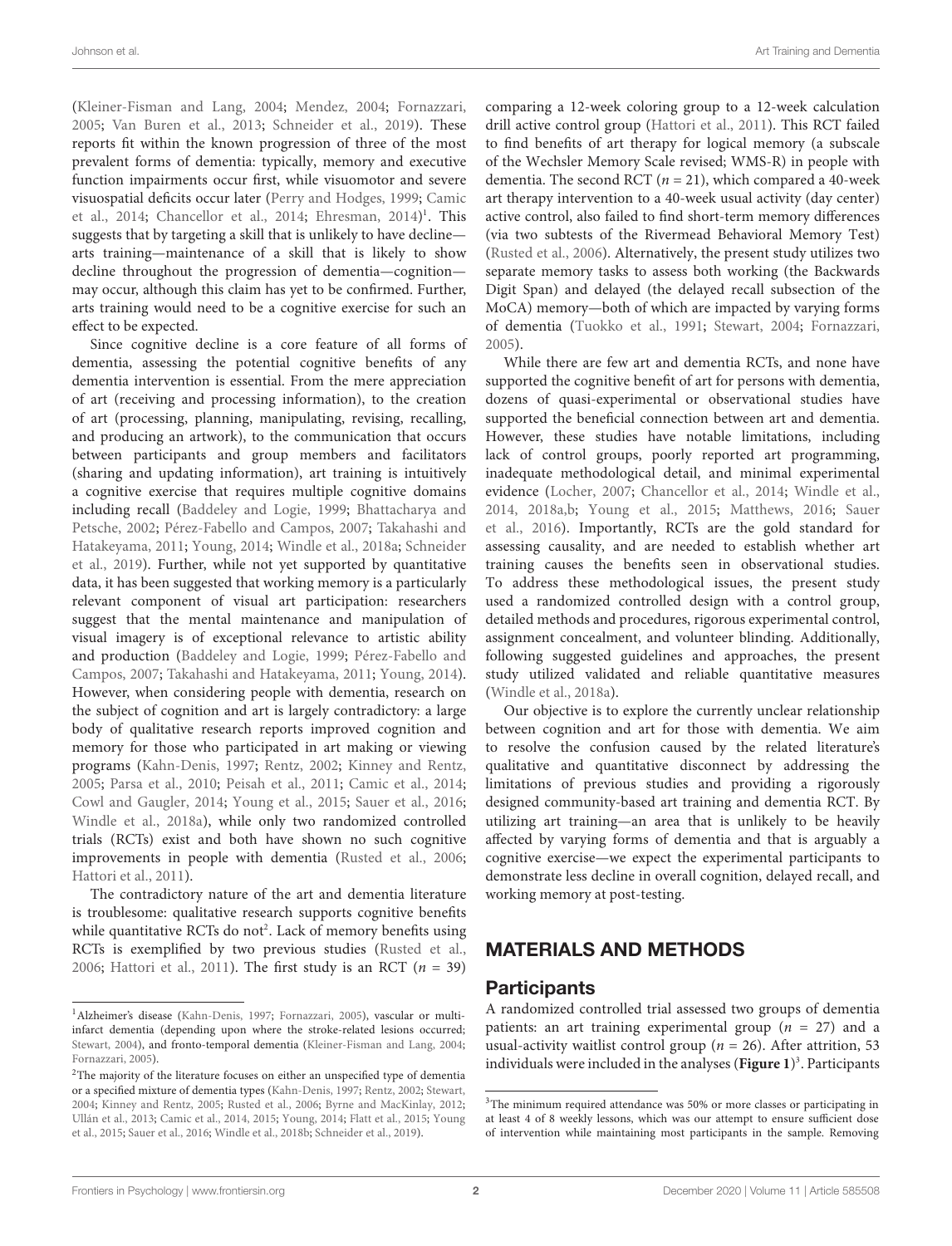(Kleiner-Fisman and Lang, 2004; Mendez, 2004; Fornazzari, 2005; Van Buren et al., 2013; Schneider et al., 2019). These reports fit within the known progression of three of the most prevalent forms of dementia: typically, memory and executive function impairments occur first, while visuomotor and severe visuospatial deficits occur later (Perry and Hodges, 1999; Camic et al., 2014; Chancellor et al., 2014; Ehresman, 2014)[1]. This suggests that by targeting a skill that is unlikely to have decline—arts training—maintenance of a skill that is likely to show decline throughout the progression of dementia—cognition—may occur, although this claim has yet to be confirmed. Further, arts training would need to be a cognitive exercise for such an effect to be expected.

Since cognitive decline is a core feature of all forms of dementia, assessing the potential cognitive benefits of any dementia intervention is essential. From the mere appreciation of art (receiving and processing information), to the creation of art (processing, planning, manipulating, revising, recalling, and producing an artwork), to the communication that occurs between participants and group members and facilitators (sharing and updating information), art training is intuitively a cognitive exercise that requires multiple cognitive domains including recall (Baddeley and Logie, 1999; Bhattacharya and Petsche, 2002; Pérez-Fabello and Campos, 2007; Takahashi and Hatakeyama, 2011; Young, 2014; Windle et al., 2018a; Schneider et al., 2019). Further, while not yet supported by quantitative data, it has been suggested that working memory is a particularly relevant component of visual art participation: researchers suggest that the mental maintenance and manipulation of visual imagery is of exceptional relevance to artistic ability and production (Baddeley and Logie, 1999; Pérez-Fabello and Campos, 2007; Takahashi and Hatakeyama, 2011; Young, 2014). However, when considering people with dementia, research on the subject of cognition and art is largely contradictory: a large body of qualitative research reports improved cognition and memory for those who participated in art making or viewing programs (Kahn-Denis, 1997; Rentz, 2002; Kinney and Rentz, 2005; Parsa et al., 2010; Peisah et al., 2011; Camic et al., 2014; Cowl and Gaugler, 2014; Young et al., 2015; Sauer et al., 2016; Windle et al., 2018a), while only two randomized controlled trials (RCTs) exist and both have shown no such cognitive improvements in people with dementia (Rusted et al., 2006; Hattori et al., 2011).

The contradictory nature of the art and dementia literature is troublesome: qualitative research supports cognitive benefits while quantitative RCTs do not[2]. Lack of memory benefits using RCTs is exemplified by two previous studies (Rusted et al., 2006; Hattori et al., 2011). The first study is an RCT ($n$ = 39) comparing a 12-week coloring group to a 12-week calculation drill active control group (Hattori et al., 2011). This RCT failed to find benefits of art therapy for logical memory (a subscale of the Wechsler Memory Scale revised; WMS-R) in people with dementia. The second RCT ($n$ = 21), which compared a 40-week art therapy intervention to a 40-week usual activity (day center) active control, also failed to find short-term memory differences (via two subtests of the Rivermead Behavioral Memory Test) (Rusted et al., 2006). Alternatively, the present study utilizes two separate memory tasks to assess both working (the Backwards Digit Span) and delayed (the delayed recall subsection of the MoCA) memory—both of which are impacted by varying forms of dementia (Tuokko et al., 1991; Stewart, 2004; Fornazzari, 2005).

While there are few art and dementia RCTs, and none have supported the cognitive benefit of art for persons with dementia, dozens of quasi-experimental or observational studies have supported the beneficial connection between art and dementia. However, these studies have notable limitations, including lack of control groups, poorly reported art programming, inadequate methodological detail, and minimal experimental evidence (Locher, 2007; Chancellor et al., 2014; Windle et al., 2014, 2018a,b; Young et al., 2015; Matthews, 2016; Sauer et al., 2016). Importantly, RCTs are the gold standard for assessing causality, and are needed to establish whether art training causes the benefits seen in observational studies. To address these methodological issues, the present study used a randomized controlled design with a control group, detailed methods and procedures, rigorous experimental control, assignment concealment, and volunteer blinding. Additionally, following suggested guidelines and approaches, the present study utilized validated and reliable quantitative measures (Windle et al., 2018a).

Our objective is to explore the currently unclear relationship between cognition and art for those with dementia. We aim to resolve the confusion caused by the related literature's qualitative and quantitative disconnect by addressing the limitations of previous studies and providing a rigorously designed community-based art training and dementia RCT. By utilizing art training—an area that is unlikely to be heavily affected by varying forms of dementia and that is arguably a cognitive exercise—we expect the experimental participants to demonstrate less decline in overall cognition, delayed recall, and working memory at post-testing.

## MATERIALS AND METHODS

### Participants

A randomized controlled trial assessed two groups of dementia patients: an art training experimental group ($n$ = 27) and a usual-activity waitlist control group ($n$ = 26). After attrition, 53 individuals were included in the analyses (**Figure 1**)[3]. Participants

[1] Alzheimer's disease (Kahn-Denis, 1997; Fornazzari, 2005), vascular or multi-infarct dementia (depending upon where the stroke-related lesions occurred; Stewart, 2004), and fronto-temporal dementia (Kleiner-Fisman and Lang, 2004; Fornazzari, 2005).

[2] The majority of the literature focuses on either an unspecified type of dementia or a specified mixture of dementia types (Kahn-Denis, 1997; Rentz, 2002; Stewart, 2004; Kinney and Rentz, 2005; Rusted et al., 2006; Byrne and MacKinlay, 2012; Ullán et al., 2013; Camic et al., 2014, 2015; Young, 2014; Flatt et al., 2015; Young et al., 2015; Sauer et al., 2016; Windle et al., 2018b; Schneider et al., 2019).

[3] The minimum required attendance was 50% or more classes or participating in at least 4 of 8 weekly lessons, which was our attempt to ensure sufficient dose of intervention while maintaining most participants in the sample. Removing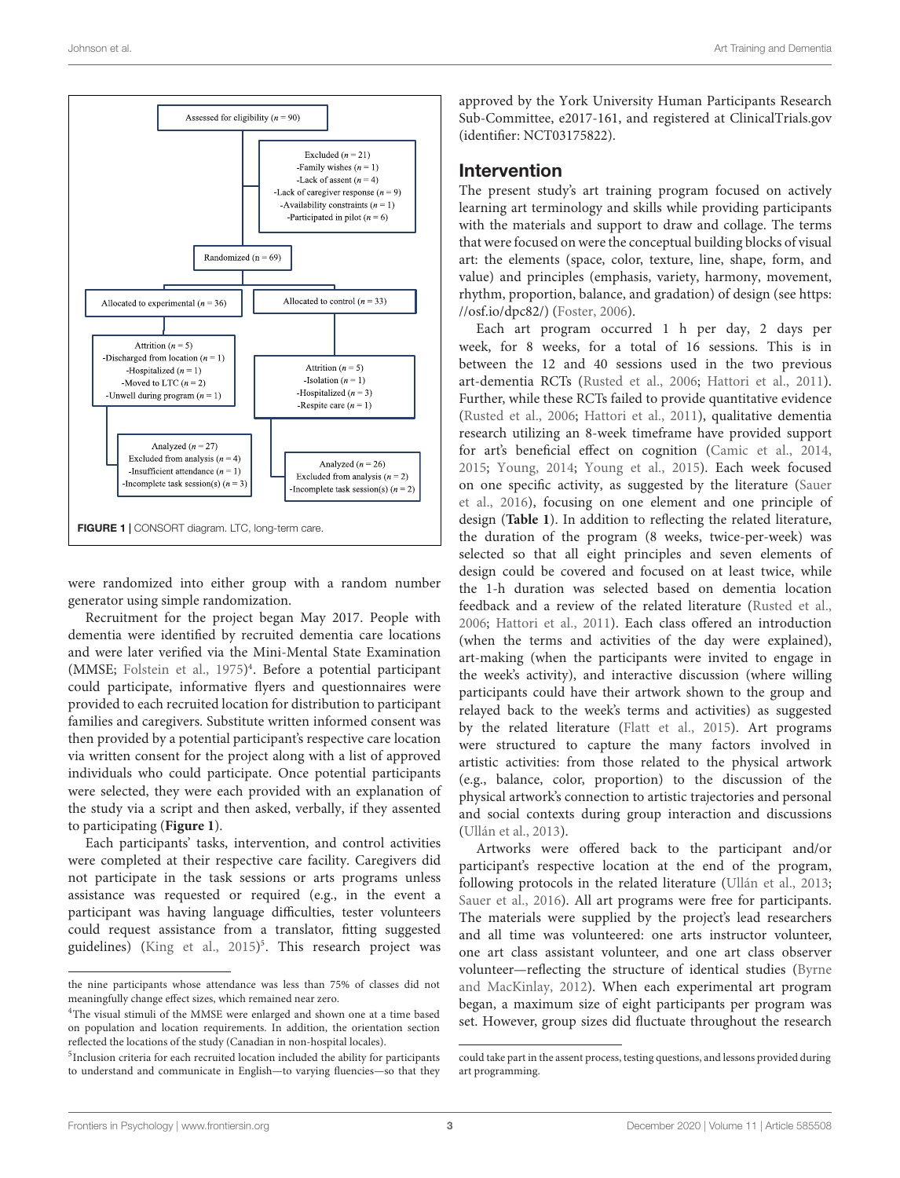Assessed for eligibility ($n$ = 90)

Excluded ($n$ = 21)
- Family wishes ($n$ = 1)
- Lack of assent ($n$ = 4)
- Lack of caregiver response ($n$ = 9)
- Availability constraints ($n$ = 1)
- Participated in pilot ($n$ = 6)

Randomized (n = 69)

Allocated to experimental ($n$ = 36)

Allocated to control ($n$ = 33)

Attrition ($n$ = 5)
- Discharged from location ($n$ = 1)
- Hospitalized ($n$ = 1)
- Moved to LTC ($n$ = 2)
- Unwell during program ($n$ = 1)

Attrition ($n$ = 5)
- Isolation ($n$ = 1)
- Hospitalized ($n$ = 3)
- Respite care ($n$ = 1)

Analyzed ($n$ = 27)
Excluded from analysis ($n$ = 4)
- Insufficient attendance ($n$ = 1)
- Incomplete task session(s) ($n$ = 3)

Analyzed ($n$ = 26)
Excluded from analysis ($n$ = 2)
- Incomplete task session(s) ($n$ = 2)

**FIGURE 1** | CONSORT diagram. LTC, long-term care.

were randomized into either group with a random number generator using simple randomization.

Recruitment for the project began May 2017. People with dementia were identified by recruited dementia care locations and were later verified via the Mini-Mental State Examination (MMSE; Folstein et al., 1975)[4]. Before a potential participant could participate, informative flyers and questionnaires were provided to each recruited location for distribution to participant families and caregivers. Substitute written informed consent was then provided by a potential participant's respective care location via written consent for the project along with a list of approved individuals who could participate. Once potential participants were selected, they were each provided with an explanation of the study via a script and then asked, verbally, if they assented to participating (**Figure 1**).

Each participants' tasks, intervention, and control activities were completed at their respective care facility. Caregivers did not participate in the task sessions or arts programs unless assistance was requested or required (e.g., in the event a participant was having language difficulties, tester volunteers could request assistance from a translator, fitting suggested guidelines) (King et al., 2015)[5]. This research project was approved by the York University Human Participants Research Sub-Committee, e2017-161, and registered at ClinicalTrials.gov (identifier: NCT03175822).

## Intervention

The present study's art training program focused on actively learning art terminology and skills while providing participants with the materials and support to draw and collage. The terms that were focused on were the conceptual building blocks of visual art: the elements (space, color, texture, line, shape, form, and value) and principles (emphasis, variety, harmony, movement, rhythm, proportion, balance, and gradation) of design (see https://osf.io/dpc82/) (Foster, 2006).

Each art program occurred 1 h per day, 2 days per week, for 8 weeks, for a total of 16 sessions. This is in between the 12 and 40 sessions used in the two previous art-dementia RCTs (Rusted et al., 2006; Hattori et al., 2011). Further, while these RCTs failed to provide quantitative evidence (Rusted et al., 2006; Hattori et al., 2011), qualitative dementia research utilizing an 8-week timeframe have provided support for art's beneficial effect on cognition (Camic et al., 2014, 2015; Young, 2014; Young et al., 2015). Each week focused on one specific activity, as suggested by the literature (Sauer et al., 2016), focusing on one element and one principle of design (**Table 1**). In addition to reflecting the related literature, the duration of the program (8 weeks, twice-per-week) was selected so that all eight principles and seven elements of design could be covered and focused on at least twice, while the 1-h duration was selected based on dementia location feedback and a review of the related literature (Rusted et al., 2006; Hattori et al., 2011). Each class offered an introduction (when the terms and activities of the day were explained), art-making (when the participants were invited to engage in the week's activity), and interactive discussion (where willing participants could have their artwork shown to the group and relayed back to the week's terms and activities) as suggested by the related literature (Flatt et al., 2015). Art programs were structured to capture the many factors involved in artistic activities: from those related to the physical artwork (e.g., balance, color, proportion) to the discussion of the physical artwork's connection to artistic trajectories and personal and social contexts during group interaction and discussions (Ullán et al., 2013).

Artworks were offered back to the participant and/or participant's respective location at the end of the program, following protocols in the related literature (Ullán et al., 2013; Sauer et al., 2016). All art programs were free for participants. The materials were supplied by the project's lead researchers and all time was volunteered: one arts instructor volunteer, one art class assistant volunteer, and one art class observer volunteer—reflecting the structure of identical studies (Byrne and MacKinlay, 2012). When each experimental art program began, a maximum size of eight participants per program was set. However, group sizes did fluctuate throughout the research

---

the nine participants whose attendance was less than 75% of classes did not meaningfully change effect sizes, which remained near zero.

[4] The visual stimuli of the MMSE were enlarged and shown one at a time based on population and location requirements. In addition, the orientation section reflected the locations of the study (Canadian in non-hospital locales).

[5] Inclusion criteria for each recruited location included the ability for participants to understand and communicate in English—to varying fluencies—so that they could take part in the assent process, testing questions, and lessons provided during art programming.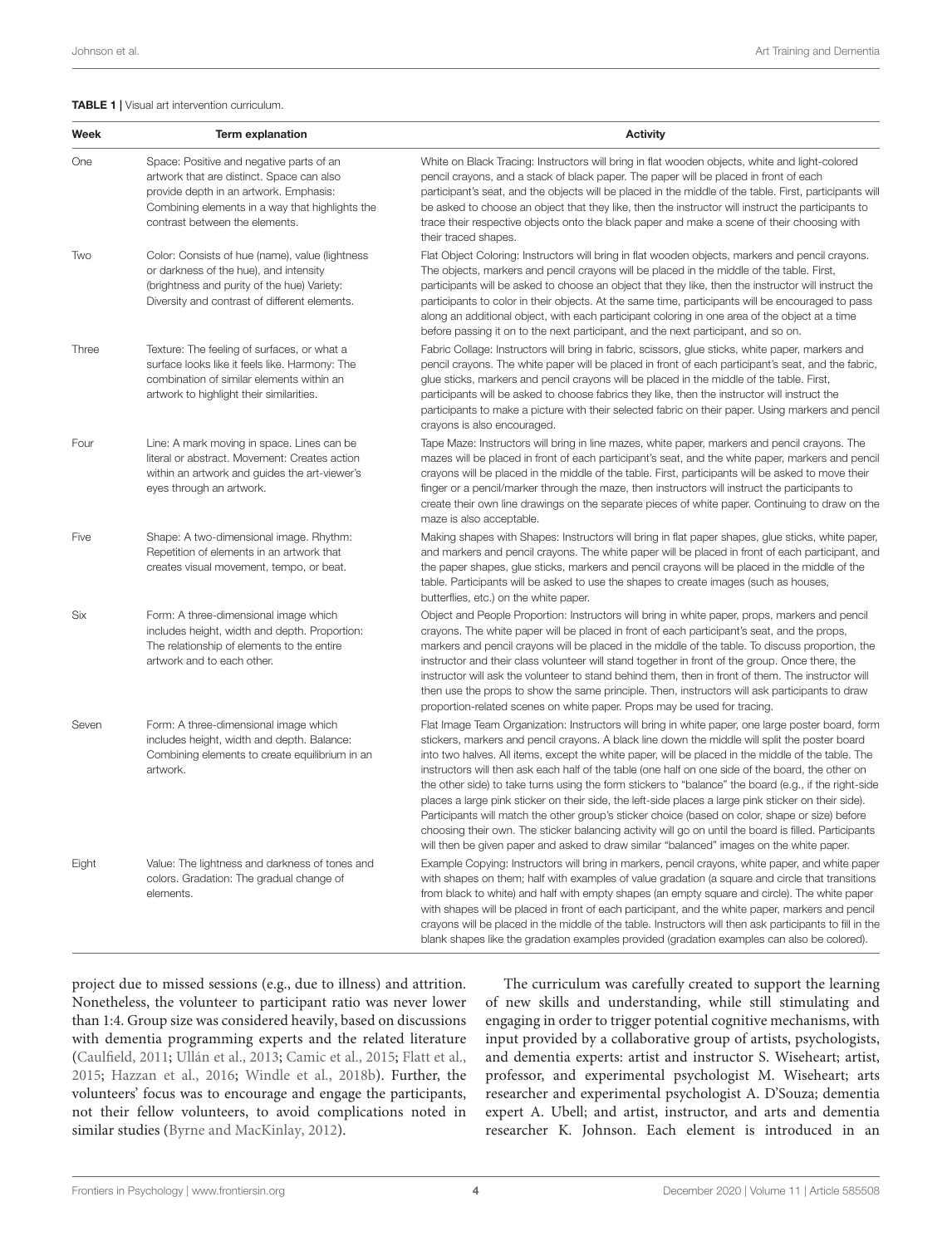**TABLE 1 |** Visual art intervention curriculum.

| Week | Term explanation | Activity |
|---|---|---|
| One | Space: Positive and negative parts of an artwork that are distinct. Space can also provide depth in an artwork. Emphasis: Combining elements in a way that highlights the contrast between the elements. | White on Black Tracing: Instructors will bring in flat wooden objects, white and light-colored pencil crayons, and a stack of black paper. The paper will be placed in front of each participant's seat, and the objects will be placed in the middle of the table. First, participants will be asked to choose an object that they like, then the instructor will instruct the participants to trace their respective objects onto the black paper and make a scene of their choosing with their traced shapes. |
| Two | Color: Consists of hue (name), value (lightness or darkness of the hue), and intensity (brightness and purity of the hue) Variety: Diversity and contrast of different elements. | Flat Object Coloring: Instructors will bring in flat wooden objects, markers and pencil crayons. The objects, markers and pencil crayons will be placed in the middle of the table. First, participants will be asked to choose an object that they like, then the instructor will instruct the participants to color in their objects. At the same time, participants will be encouraged to pass along an additional object, with each participant coloring in one area of the object at a time before passing it on to the next participant, and the next participant, and so on. |
| Three | Texture: The feeling of surfaces, or what a surface looks like it feels like. Harmony: The combination of similar elements within an artwork to highlight their similarities. | Fabric Collage: Instructors will bring in fabric, scissors, glue sticks, white paper, markers and pencil crayons. The white paper will be placed in front of each participant's seat, and the fabric, glue sticks, markers and pencil crayons will be placed in the middle of the table. First, participants will be asked to choose fabrics they like, then the instructor will instruct the participants to make a picture with their selected fabric on their paper. Using markers and pencil crayons is also encouraged. |
| Four | Line: A mark moving in space. Lines can be literal or abstract. Movement: Creates action within an artwork and guides the art-viewer's eyes through an artwork. | Tape Maze: Instructors will bring in line mazes, white paper, markers and pencil crayons. The mazes will be placed in front of each participant's seat, and the white paper, markers and pencil crayons will be placed in the middle of the table. First, participants will be asked to move their finger or a pencil/marker through the maze, then instructors will instruct the participants to create their own line drawings on the separate pieces of white paper. Continuing to draw on the maze is also acceptable. |
| Five | Shape: A two-dimensional image. Rhythm: Repetition of elements in an artwork that creates visual movement, tempo, or beat. | Making shapes with Shapes: Instructors will bring in flat paper shapes, glue sticks, white paper, and markers and pencil crayons. The white paper will be placed in front of each participant, and the paper shapes, glue sticks, markers and pencil crayons will be placed in the middle of the table. Participants will be asked to use the shapes to create images (such as houses, butterflies, etc.) on the white paper. |
| Six | Form: A three-dimensional image which includes height, width and depth. Proportion: The relationship of elements to the entire artwork and to each other. | Object and People Proportion: Instructors will bring in white paper, props, markers and pencil crayons. The white paper will be placed in front of each participant's seat, and the props, markers and pencil crayons will be placed in the middle of the table. To discuss proportion, the instructor and their class volunteer will stand together in front of the group. Once there, the instructor will ask the volunteer to stand behind them, then in front of them. The instructor will then use the props to show the same principle. Then, instructors will ask participants to draw proportion-related scenes on white paper. Props may be used for tracing. |
| Seven | Form: A three-dimensional image which includes height, width and depth. Balance: Combining elements to create equilibrium in an artwork. | Flat Image Team Organization: Instructors will bring in white paper, one large poster board, form stickers, markers and pencil crayons. A black line down the middle will split the poster board into two halves. All items, except the white paper, will be placed in the middle of the table. The instructors will then ask each half of the table (one half on one side of the board, the other on the other side) to take turns using the form stickers to "balance" the board (e.g., if the right-side places a large pink sticker on their side, the left-side places a large pink sticker on their side). Participants will match the other group's sticker choice (based on color, shape or size) before choosing their own. The sticker balancing activity will go on until the board is filled. Participants will then be given paper and asked to draw similar "balanced" images on the white paper. |
| Eight | Value: The lightness and darkness of tones and colors. Gradation: The gradual change of elements. | Example Copying: Instructors will bring in markers, pencil crayons, white paper, and white paper with shapes on them; half with examples of value gradation (a square and circle that transitions from black to white) and half with empty shapes (an empty square and circle). The white paper with shapes will be placed in front of each participant, and the white paper, markers and pencil crayons will be placed in the middle of the table. Instructors will then ask participants to fill in the blank shapes like the gradation examples provided (gradation examples can also be colored). |

project due to missed sessions (e.g., due to illness) and attrition. Nonetheless, the volunteer to participant ratio was never lower than 1:4. Group size was considered heavily, based on discussions with dementia programming experts and the related literature (Caulfield, 2011; Ullán et al., 2013; Camic et al., 2015; Flatt et al., 2015; Hazzan et al., 2016; Windle et al., 2018b). Further, the volunteers' focus was to encourage and engage the participants, not their fellow volunteers, to avoid complications noted in similar studies (Byrne and MacKinlay, 2012).

The curriculum was carefully created to support the learning of new skills and understanding, while still stimulating and engaging in order to trigger potential cognitive mechanisms, with input provided by a collaborative group of artists, psychologists, and dementia experts: artist and instructor S. Wiseheart; artist, professor, and experimental psychologist M. Wiseheart; arts researcher and experimental psychologist A. D'Souza; dementia expert A. Ubell; and artist, instructor, and arts and dementia researcher K. Johnson. Each element is introduced in an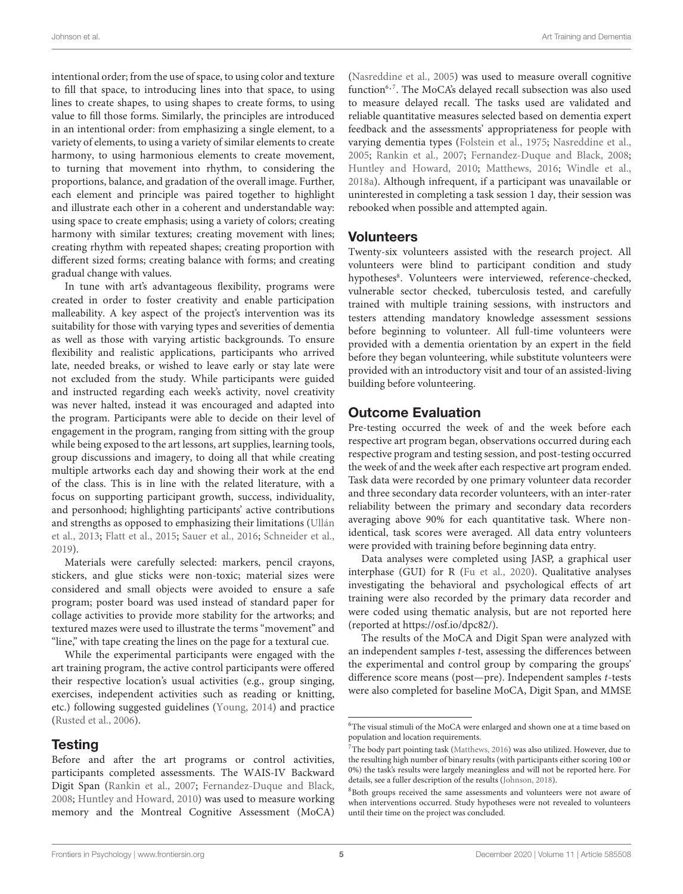intentional order; from the use of space, to using color and texture to fill that space, to introducing lines into that space, to using lines to create shapes, to using shapes to create forms, to using value to fill those forms. Similarly, the principles are introduced in an intentional order: from emphasizing a single element, to a variety of elements, to using a variety of similar elements to create harmony, to using harmonious elements to create movement, to turning that movement into rhythm, to considering the proportions, balance, and gradation of the overall image. Further, each element and principle was paired together to highlight and illustrate each other in a coherent and understandable way: using space to create emphasis; using a variety of colors; creating harmony with similar textures; creating movement with lines; creating rhythm with repeated shapes; creating proportion with different sized forms; creating balance with forms; and creating gradual change with values.

In tune with art's advantageous flexibility, programs were created in order to foster creativity and enable participation malleability. A key aspect of the project's intervention was its suitability for those with varying types and severities of dementia as well as those with varying artistic backgrounds. To ensure flexibility and realistic applications, participants who arrived late, needed breaks, or wished to leave early or stay late were not excluded from the study. While participants were guided and instructed regarding each week's activity, novel creativity was never halted, instead it was encouraged and adapted into the program. Participants were able to decide on their level of engagement in the program, ranging from sitting with the group while being exposed to the art lessons, art supplies, learning tools, group discussions and imagery, to doing all that while creating multiple artworks each day and showing their work at the end of the class. This is in line with the related literature, with a focus on supporting participant growth, success, individuality, and personhood; highlighting participants' active contributions and strengths as opposed to emphasizing their limitations (Ullán et al., 2013; Flatt et al., 2015; Sauer et al., 2016; Schneider et al., 2019).

Materials were carefully selected: markers, pencil crayons, stickers, and glue sticks were non-toxic; material sizes were considered and small objects were avoided to ensure a safe program; poster board was used instead of standard paper for collage activities to provide more stability for the artworks; and textured mazes were used to illustrate the terms "movement" and "line," with tape creating the lines on the page for a textural cue.

While the experimental participants were engaged with the art training program, the active control participants were offered their respective location's usual activities (e.g., group singing, exercises, independent activities such as reading or knitting, etc.) following suggested guidelines (Young, 2014) and practice (Rusted et al., 2006).

## Testing

Before and after the art programs or control activities, participants completed assessments. The WAIS-IV Backward Digit Span (Rankin et al., 2007; Fernandez-Duque and Black, 2008; Huntley and Howard, 2010) was used to measure working memory and the Montreal Cognitive Assessment (MoCA) (Nasreddine et al., 2005) was used to measure overall cognitive function[6,7]. The MoCA's delayed recall subsection was also used to measure delayed recall. The tasks used are validated and reliable quantitative measures selected based on dementia expert feedback and the assessments' appropriateness for people with varying dementia types (Folstein et al., 1975; Nasreddine et al., 2005; Rankin et al., 2007; Fernandez-Duque and Black, 2008; Huntley and Howard, 2010; Matthews, 2016; Windle et al., 2018a). Although infrequent, if a participant was unavailable or uninterested in completing a task session 1 day, their session was rebooked when possible and attempted again.

## Volunteers

Twenty-six volunteers assisted with the research project. All volunteers were blind to participant condition and study hypotheses[8]. Volunteers were interviewed, reference-checked, vulnerable sector checked, tuberculosis tested, and carefully trained with multiple training sessions, with instructors and testers attending mandatory knowledge assessment sessions before beginning to volunteer. All full-time volunteers were provided with a dementia orientation by an expert in the field before they began volunteering, while substitute volunteers were provided with an introductory visit and tour of an assisted-living building before volunteering.

## Outcome Evaluation

Pre-testing occurred the week of and the week before each respective art program began, observations occurred during each respective program and testing session, and post-testing occurred the week of and the week after each respective art program ended. Task data were recorded by one primary volunteer data recorder and three secondary data recorder volunteers, with an inter-rater reliability between the primary and secondary data recorders averaging above 90% for each quantitative task. Where non-identical, task scores were averaged. All data entry volunteers were provided with training before beginning data entry.

Data analyses were completed using JASP, a graphical user interphase (GUI) for R (Fu et al., 2020). Qualitative analyses investigating the behavioral and psychological effects of art training were also recorded by the primary data recorder and were coded using thematic analysis, but are not reported here (reported at https://osf.io/dpc82/).

The results of the MoCA and Digit Span were analyzed with an independent samples *t*-test, assessing the differences between the experimental and control group by comparing the groups' difference score means (post—pre). Independent samples *t*-tests were also completed for baseline MoCA, Digit Span, and MMSE

---

[6] The visual stimuli of the MoCA were enlarged and shown one at a time based on population and location requirements.

[7] The body part pointing task (Matthews, 2016) was also utilized. However, due to the resulting high number of binary results (with participants either scoring 100 or 0%) the task's results were largely meaningless and will not be reported here. For details, see a fuller description of the results (Johnson, 2018).

[8] Both groups received the same assessments and volunteers were not aware of when interventions occurred. Study hypotheses were not revealed to volunteers until their time on the project was concluded.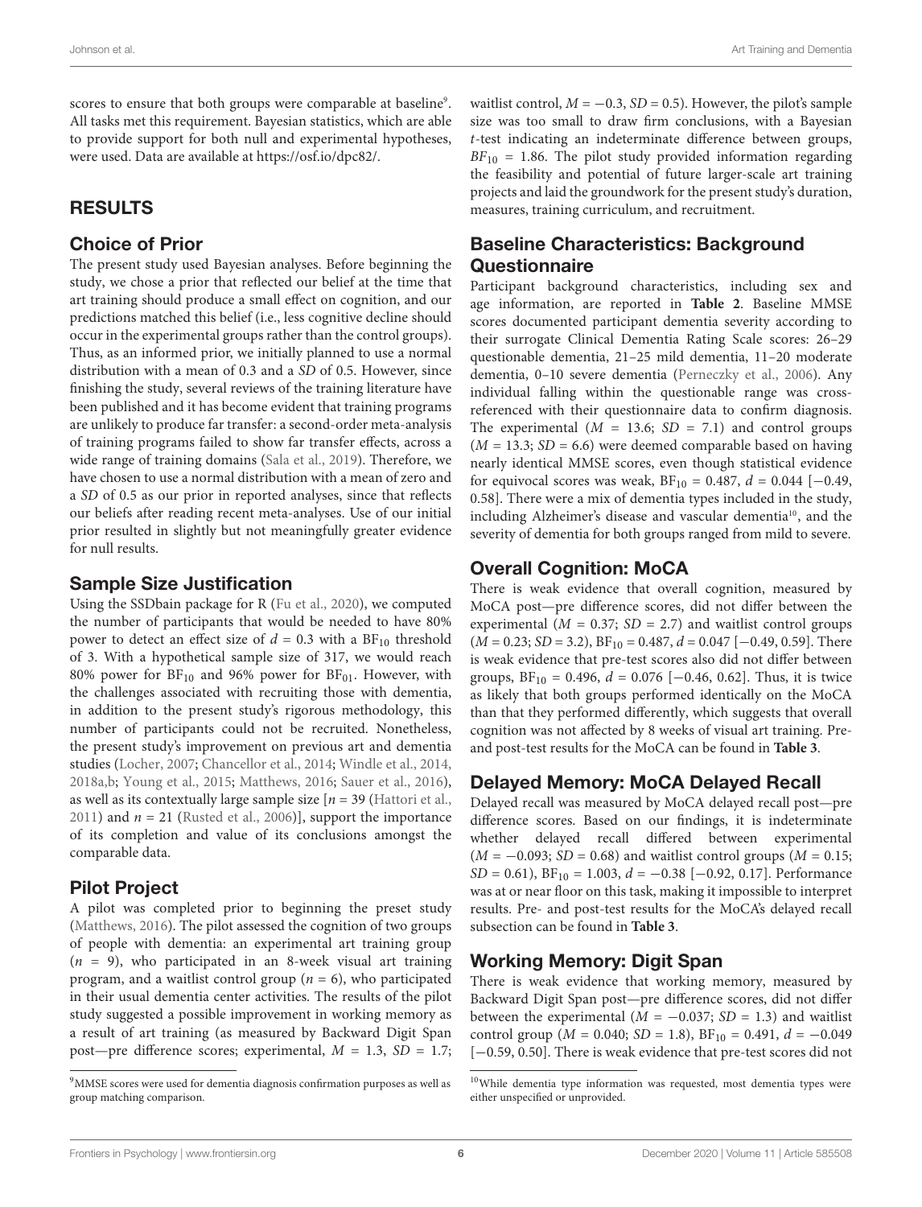scores to ensure that both groups were comparable at baseline[9]. All tasks met this requirement. Bayesian statistics, which are able to provide support for both null and experimental hypotheses, were used. Data are available at https://osf.io/dpc82/.

## RESULTS

### Choice of Prior

The present study used Bayesian analyses. Before beginning the study, we chose a prior that reflected our belief at the time that art training should produce a small effect on cognition, and our predictions matched this belief (i.e., less cognitive decline should occur in the experimental groups rather than the control groups). Thus, as an informed prior, we initially planned to use a normal distribution with a mean of 0.3 and a *SD* of 0.5. However, since finishing the study, several reviews of the training literature have been published and it has become evident that training programs are unlikely to produce far transfer: a second-order meta-analysis of training programs failed to show far transfer effects, across a wide range of training domains (Sala et al., 2019). Therefore, we have chosen to use a normal distribution with a mean of zero and a *SD* of 0.5 as our prior in reported analyses, since that reflects our beliefs after reading recent meta-analyses. Use of our initial prior resulted in slightly but not meaningfully greater evidence for null results.

### Sample Size Justification

Using the SSDbain package for R (Fu et al., 2020), we computed the number of participants that would be needed to have 80% power to detect an effect size of $d = 0.3$ with a $BF_{10}$ threshold of 3. With a hypothetical sample size of 317, we would reach 80% power for $BF_{10}$ and 96% power for $BF_{01}$. However, with the challenges associated with recruiting those with dementia, in addition to the present study's rigorous methodology, this number of participants could not be recruited. Nonetheless, the present study's improvement on previous art and dementia studies (Locher, 2007; Chancellor et al., 2014; Windle et al., 2014, 2018a,b; Young et al., 2015; Matthews, 2016; Sauer et al., 2016), as well as its contextually large sample size [$n = 39$ (Hattori et al., 2011) and $n = 21$ (Rusted et al., 2006)], support the importance of its completion and value of its conclusions amongst the comparable data.

### Pilot Project

A pilot was completed prior to beginning the preset study (Matthews, 2016). The pilot assessed the cognition of two groups of people with dementia: an experimental art training group ($n = 9$), who participated in an 8-week visual art training program, and a waitlist control group ($n = 6$), who participated in their usual dementia center activities. The results of the pilot study suggested a possible improvement in working memory as a result of art training (as measured by Backward Digit Span post—pre difference scores; experimental, $M = 1.3$, $SD = 1.7$; waitlist control, $M = -0.3$, $SD = 0.5$). However, the pilot's sample size was too small to draw firm conclusions, with a Bayesian *t*-test indicating an indeterminate difference between groups, $BF_{10} = 1.86$. The pilot study provided information regarding the feasibility and potential of future larger-scale art training projects and laid the groundwork for the present study's duration, measures, training curriculum, and recruitment.

### Baseline Characteristics: Background Questionnaire

Participant background characteristics, including sex and age information, are reported in **Table 2**. Baseline MMSE scores documented participant dementia severity according to their surrogate Clinical Dementia Rating Scale scores: 26–29 questionable dementia, 21–25 mild dementia, 11–20 moderate dementia, 0–10 severe dementia (Perneczky et al., 2006). Any individual falling within the questionable range was cross-referenced with their questionnaire data to confirm diagnosis. The experimental ($M = 13.6$; $SD = 7.1$) and control groups ($M = 13.3$; $SD = 6.6$) were deemed comparable based on having nearly identical MMSE scores, even though statistical evidence for equivocal scores was weak, $BF_{10} = 0.487$, $d = 0.044$ [−0.49, 0.58]. There were a mix of dementia types included in the study, including Alzheimer's disease and vascular dementia[10], and the severity of dementia for both groups ranged from mild to severe.

### Overall Cognition: MoCA

There is weak evidence that overall cognition, measured by MoCA post—pre difference scores, did not differ between the experimental ($M = 0.37$; $SD = 2.7$) and waitlist control groups ($M = 0.23$; $SD = 3.2$), $BF_{10} = 0.487$, $d = 0.047$ [−0.49, 0.59]. There is weak evidence that pre-test scores also did not differ between groups, $BF_{10} = 0.496$, $d = 0.076$ [−0.46, 0.62]. Thus, it is twice as likely that both groups performed identically on the MoCA than that they performed differently, which suggests that overall cognition was not affected by 8 weeks of visual art training. Pre- and post-test results for the MoCA can be found in **Table 3**.

### Delayed Memory: MoCA Delayed Recall

Delayed recall was measured by MoCA delayed recall post—pre difference scores. Based on our findings, it is indeterminate whether delayed recall differed between experimental ($M = -0.093$; $SD = 0.68$) and waitlist control groups ($M = 0.15$; $SD = 0.61$), $BF_{10} = 1.003$, $d = -0.38$ [−0.92, 0.17]. Performance was at or near floor on this task, making it impossible to interpret results. Pre- and post-test results for the MoCA's delayed recall subsection can be found in **Table 3**.

### Working Memory: Digit Span

There is weak evidence that working memory, measured by Backward Digit Span post—pre difference scores, did not differ between the experimental ($M = -0.037$; $SD = 1.3$) and waitlist control group ($M = 0.040$; $SD = 1.8$), $BF_{10} = 0.491$, $d = -0.049$ [−0.59, 0.50]. There is weak evidence that pre-test scores did not

---

[9] MMSE scores were used for dementia diagnosis confirmation purposes as well as group matching comparison.

[10] While dementia type information was requested, most dementia types were either unspecified or unprovided.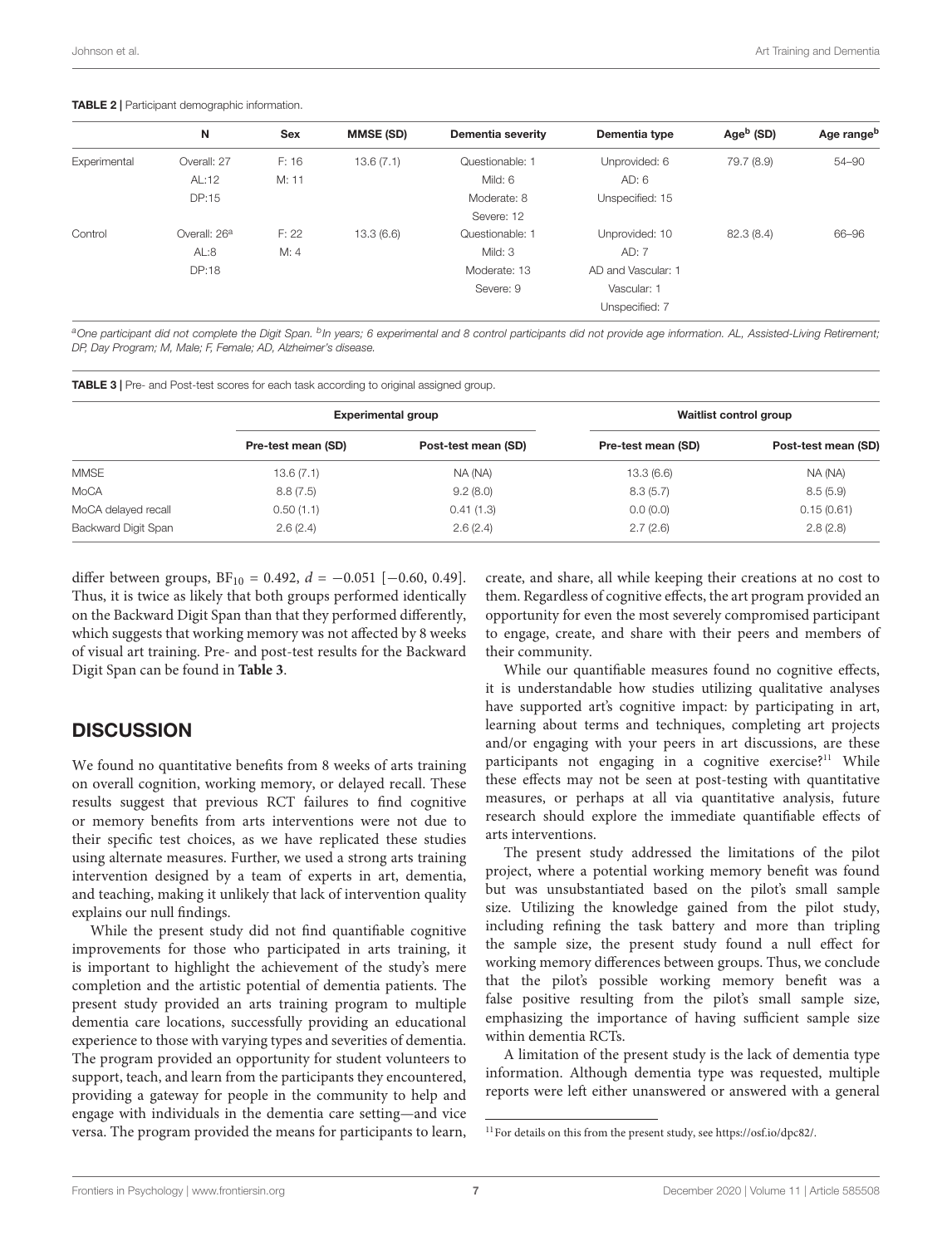**TABLE 2 |** Participant demographic information.

| | N | Sex | MMSE (SD) | Dementia severity | Dementia type | Age[b] (SD) | Age range[b] |
|---|---|---|---|---|---|---|---|
| Experimental | Overall: 27 | F: 16 | 13.6 (7.1) | Questionable: 1 | Unprovided: 6 | 79.7 (8.9) | 54–90 |
| | AL:12 | M: 11 | | Mild: 6 | AD: 6 | | |
| | DP:15 | | | Moderate: 8 | Unspecified: 15 | | |
| | | | | Severe: 12 | | | |
| Control | Overall: 26[a] | F: 22 | 13.3 (6.6) | Questionable: 1 | Unprovided: 10 | 82.3 (8.4) | 66–96 |
| | AL:8 | M: 4 | | Mild: 3 | AD: 7 | | |
| | DP:18 | | | Moderate: 13 | AD and Vascular: 1 | | |
| | | | | Severe: 9 | Vascular: 1 | | |
| | | | | | Unspecified: 7 | | |

[a]One participant did not complete the Digit Span. [b]In years; 6 experimental and 8 control participants did not provide age information. AL, Assisted-Living Retirement; DP, Day Program; M, Male; F, Female; AD, Alzheimer's disease.

**TABLE 3 |** Pre- and Post-test scores for each task according to original assigned group.

| | Experimental group | | Waitlist control group | |
|---|---|---|---|---|
| | Pre-test mean (SD) | Post-test mean (SD) | Pre-test mean (SD) | Post-test mean (SD) |
| MMSE | 13.6 (7.1) | NA (NA) | 13.3 (6.6) | NA (NA) |
| MoCA | 8.8 (7.5) | 9.2 (8.0) | 8.3 (5.7) | 8.5 (5.9) |
| MoCA delayed recall | 0.50 (1.1) | 0.41 (1.3) | 0.0 (0.0) | 0.15 (0.61) |
| Backward Digit Span | 2.6 (2.4) | 2.6 (2.4) | 2.7 (2.6) | 2.8 (2.8) |

differ between groups, $BF_{10} = 0.492$, $d = -0.051$ [−0.60, 0.49]. Thus, it is twice as likely that both groups performed identically on the Backward Digit Span than that they performed differently, which suggests that working memory was not affected by 8 weeks of visual art training. Pre- and post-test results for the Backward Digit Span can be found in **Table 3**.

## DISCUSSION

We found no quantitative benefits from 8 weeks of arts training on overall cognition, working memory, or delayed recall. These results suggest that previous RCT failures to find cognitive or memory benefits from arts interventions were not due to their specific test choices, as we have replicated these studies using alternate measures. Further, we used a strong arts training intervention designed by a team of experts in art, dementia, and teaching, making it unlikely that lack of intervention quality explains our null findings.

While the present study did not find quantifiable cognitive improvements for those who participated in arts training, it is important to highlight the achievement of the study's mere completion and the artistic potential of dementia patients. The present study provided an arts training program to multiple dementia care locations, successfully providing an educational experience to those with varying types and severities of dementia. The program provided an opportunity for student volunteers to support, teach, and learn from the participants they encountered, providing a gateway for people in the community to help and engage with individuals in the dementia care setting—and vice versa. The program provided the means for participants to learn, create, and share, all while keeping their creations at no cost to them. Regardless of cognitive effects, the art program provided an opportunity for even the most severely compromised participant to engage, create, and share with their peers and members of their community.

While our quantifiable measures found no cognitive effects, it is understandable how studies utilizing qualitative analyses have supported art's cognitive impact: by participating in art, learning about terms and techniques, completing art projects and/or engaging with your peers in art discussions, are these participants not engaging in a cognitive exercise?[11] While these effects may not be seen at post-testing with quantitative measures, or perhaps at all via quantitative analysis, future research should explore the immediate quantifiable effects of arts interventions.

The present study addressed the limitations of the pilot project, where a potential working memory benefit was found but was unsubstantiated based on the pilot's small sample size. Utilizing the knowledge gained from the pilot study, including refining the task battery and more than tripling the sample size, the present study found a null effect for working memory differences between groups. Thus, we conclude that the pilot's possible working memory benefit was a false positive resulting from the pilot's small sample size, emphasizing the importance of having sufficient sample size within dementia RCTs.

A limitation of the present study is the lack of dementia type information. Although dementia type was requested, multiple reports were left either unanswered or answered with a general

[11]For details on this from the present study, see https://osf.io/dpc82/.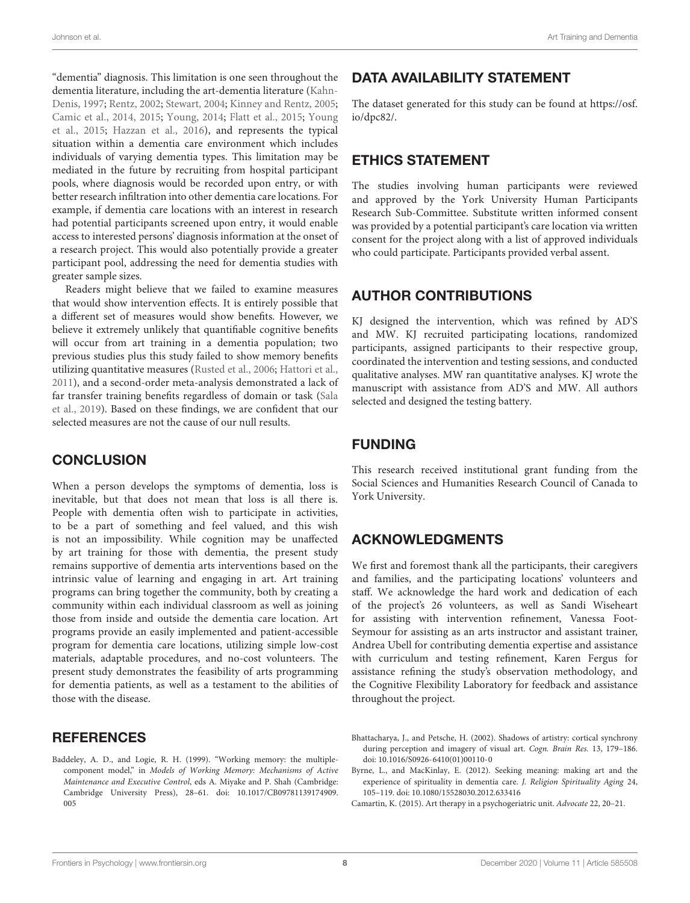"dementia" diagnosis. This limitation is one seen throughout the dementia literature, including the art-dementia literature (Kahn-Denis, 1997; Rentz, 2002; Stewart, 2004; Kinney and Rentz, 2005; Camic et al., 2014, 2015; Young, 2014; Flatt et al., 2015; Young et al., 2015; Hazzan et al., 2016), and represents the typical situation within a dementia care environment which includes individuals of varying dementia types. This limitation may be mediated in the future by recruiting from hospital participant pools, where diagnosis would be recorded upon entry, or with better research infiltration into other dementia care locations. For example, if dementia care locations with an interest in research had potential participants screened upon entry, it would enable access to interested persons' diagnosis information at the onset of a research project. This would also potentially provide a greater participant pool, addressing the need for dementia studies with greater sample sizes.

Readers might believe that we failed to examine measures that would show intervention effects. It is entirely possible that a different set of measures would show benefits. However, we believe it extremely unlikely that quantifiable cognitive benefits will occur from art training in a dementia population; two previous studies plus this study failed to show memory benefits utilizing quantitative measures (Rusted et al., 2006; Hattori et al., 2011), and a second-order meta-analysis demonstrated a lack of far transfer training benefits regardless of domain or task (Sala et al., 2019). Based on these findings, we are confident that our selected measures are not the cause of our null results.

## CONCLUSION

When a person develops the symptoms of dementia, loss is inevitable, but that does not mean that loss is all there is. People with dementia often wish to participate in activities, to be a part of something and feel valued, and this wish is not an impossibility. While cognition may be unaffected by art training for those with dementia, the present study remains supportive of dementia arts interventions based on the intrinsic value of learning and engaging in art. Art training programs can bring together the community, both by creating a community within each individual classroom as well as joining those from inside and outside the dementia care location. Art programs provide an easily implemented and patient-accessible program for dementia care locations, utilizing simple low-cost materials, adaptable procedures, and no-cost volunteers. The present study demonstrates the feasibility of arts programming for dementia patients, as well as a testament to the abilities of those with the disease.

## DATA AVAILABILITY STATEMENT

The dataset generated for this study can be found at https://osf.io/dpc82/.

## ETHICS STATEMENT

The studies involving human participants were reviewed and approved by the York University Human Participants Research Sub-Committee. Substitute written informed consent was provided by a potential participant's care location via written consent for the project along with a list of approved individuals who could participate. Participants provided verbal assent.

## AUTHOR CONTRIBUTIONS

KJ designed the intervention, which was refined by AD'S and MW. KJ recruited participating locations, randomized participants, assigned participants to their respective group, coordinated the intervention and testing sessions, and conducted qualitative analyses. MW ran quantitative analyses. KJ wrote the manuscript with assistance from AD'S and MW. All authors selected and designed the testing battery.

## FUNDING

This research received institutional grant funding from the Social Sciences and Humanities Research Council of Canada to York University.

## ACKNOWLEDGMENTS

We first and foremost thank all the participants, their caregivers and families, and the participating locations' volunteers and staff. We acknowledge the hard work and dedication of each of the project's 26 volunteers, as well as Sandi Wiseheart for assisting with intervention refinement, Vanessa Foot-Seymour for assisting as an arts instructor and assistant trainer, Andrea Ubell for contributing dementia expertise and assistance with curriculum and testing refinement, Karen Fergus for assistance refining the study's observation methodology, and the Cognitive Flexibility Laboratory for feedback and assistance throughout the project.

## REFERENCES

Baddeley, A. D., and Logie, R. H. (1999). "Working memory: the multiple-component model," in *Models of Working Memory: Mechanisms of Active Maintenance and Executive Control*, eds A. Miyake and P. Shah (Cambridge: Cambridge University Press), 28–61. doi: 10.1017/CB09781139174909.005

Bhattacharya, J., and Petsche, H. (2002). Shadows of artistry: cortical synchrony during perception and imagery of visual art. *Cogn. Brain Res.* 13, 179–186. doi: 10.1016/S0926-6410(01)00110-0

Byrne, L., and MacKinlay, E. (2012). Seeking meaning: making art and the experience of spirituality in dementia care. *J. Religion Spirituality Aging* 24, 105–119. doi: 10.1080/15528030.2012.633416

Camartin, K. (2015). Art therapy in a psychogeriatric unit. *Advocate* 22, 20–21.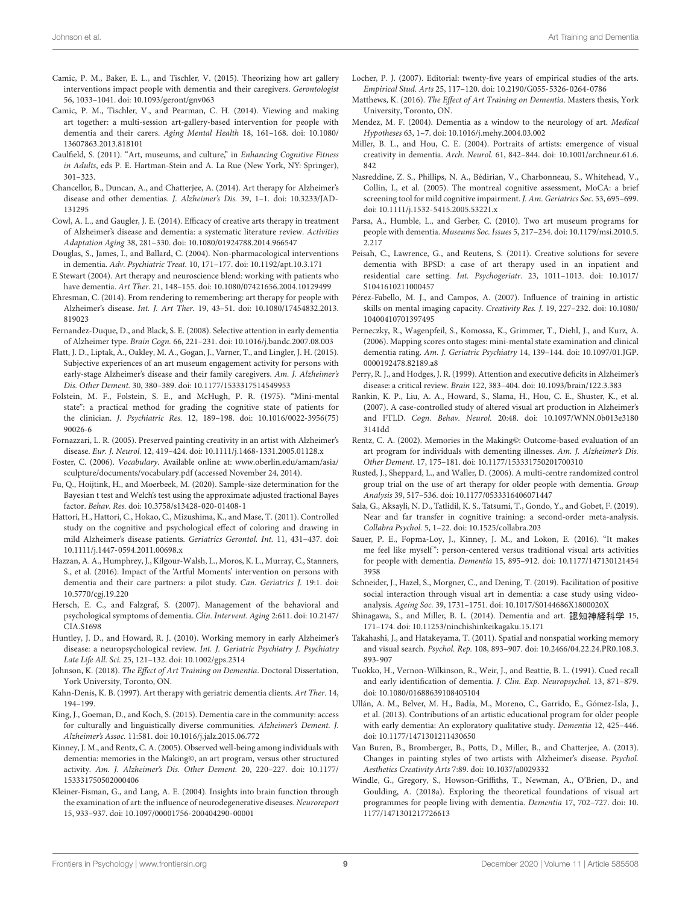Camic, P. M., Baker, E. L., and Tischler, V. (2015). Theorizing how art gallery interventions impact people with dementia and their caregivers. *Gerontologist* 56, 1033–1041. doi: 10.1093/geront/gnv063

Camic, P. M., Tischler, V., and Pearman, C. H. (2014). Viewing and making art together: a multi-session art-gallery-based intervention for people with dementia and their carers. *Aging Mental Health* 18, 161–168. doi: 10.1080/13607863.2013.818101

Caulfield, S. (2011). "Art, museums, and culture," in *Enhancing Cognitive Fitness in Adults*, eds P. E. Hartman-Stein and A. La Rue (New York, NY: Springer), 301–323.

Chancellor, B., Duncan, A., and Chatterjee, A. (2014). Art therapy for Alzheimer's disease and other dementias. *J. Alzheimer's Dis.* 39, 1–1. doi: 10.3233/JAD-131295

Cowl, A. L., and Gaugler, J. E. (2014). Efficacy of creative arts therapy in treatment of Alzheimer's disease and dementia: a systematic literature review. *Activities Adaptation Aging* 38, 281–330. doi: 10.1080/01924788.2014.966547

Douglas, S., James, I., and Ballard, C. (2004). Non-pharmacological interventions in dementia. *Adv. Psychiatric Treat.* 10, 171–177. doi: 10.1192/apt.10.3.171

E Stewart (2004). Art therapy and neuroscience blend: working with patients who have dementia. *Art Ther.* 21, 148–155. doi: 10.1080/07421656.2004.10129499

Ehresman, C. (2014). From rendering to remembering: art therapy for people with Alzheimer's disease. *Int. J. Art Ther.* 19, 43–51. doi: 10.1080/17454832.2013.819023

Fernandez-Duque, D., and Black, S. E. (2008). Selective attention in early dementia of Alzheimer type. *Brain Cogn.* 66, 221–231. doi: 10.1016/j.bandc.2007.08.003

Flatt, J. D., Liptak, A., Oakley, M. A., Gogan, J., Varner, T., and Lingler, J. H. (2015). Subjective experiences of an art museum engagement activity for persons with early-stage Alzheimer's disease and their family caregivers. *Am. J. Alzheimer's Dis. Other Dement.* 30, 380–389. doi: 10.1177/1533317514549953

Folstein, M. F., Folstein, S. E., and McHugh, P. R. (1975). "Mini-mental state": a practical method for grading the cognitive state of patients for the clinician. *J. Psychiatric Res.* 12, 189–198. doi: 10.1016/0022-3956(75)90026-6

Fornazzari, L. R. (2005). Preserved painting creativity in an artist with Alzheimer's disease. *Eur. J. Neurol.* 12, 419–424. doi: 10.1111/j.1468-1331.2005.01128.x

Foster, C. (2006). *Vocabulary*. Available online at: www.oberlin.edu/amam/asia/sculpture/documents/vocabulary.pdf (accessed November 24, 2014).

Fu, Q., Hoijtink, H., and Moerbeek, M. (2020). Sample-size determination for the Bayesian t test and Welch's test using the approximate adjusted fractional Bayes factor. *Behav. Res.* doi: 10.3758/s13428-020-01408-1

Hattori, H., Hattori, C., Hokao, C., Mizushima, K., and Mase, T. (2011). Controlled study on the cognitive and psychological effect of coloring and drawing in mild Alzheimer's disease patients. *Geriatrics Gerontol. Int.* 11, 431–437. doi: 10.1111/j.1447-0594.2011.00698.x

Hazzan, A. A., Humphrey, J., Kilgour-Walsh, L., Moros, K. L., Murray, C., Stanners, S., et al. (2016). Impact of the 'Artful Moments' intervention on persons with dementia and their care partners: a pilot study. *Can. Geriatrics J.* 19:1. doi: 10.5770/cgj.19.220

Hersch, E. C., and Falzgraf, S. (2007). Management of the behavioral and psychological symptoms of dementia. *Clin. Intervent. Aging* 2:611. doi: 10.2147/CIA.S1698

Huntley, J. D., and Howard, R. J. (2010). Working memory in early Alzheimer's disease: a neuropsychological review. *Int. J. Geriatric Psychiatry J. Psychiatry Late Life All. Sci.* 25, 121–132. doi: 10.1002/gps.2314

Johnson, K. (2018). *The Effect of Art Training on Dementia*. Doctoral Dissertation, York University, Toronto, ON.

Kahn-Denis, K. B. (1997). Art therapy with geriatric dementia clients. *Art Ther.* 14, 194–199.

King, J., Goeman, D., and Koch, S. (2015). Dementia care in the community: access for culturally and linguistically diverse communities. *Alzheimer's Dement. J. Alzheimer's Assoc.* 11:581. doi: 10.1016/j.jalz.2015.06.772

Kinney, J. M., and Rentz, C. A. (2005). Observed well-being among individuals with dementia: memories in the Making©, an art program, versus other structured activity. *Am. J. Alzheimer's Dis. Other Dement.* 20, 220–227. doi: 10.1177/153331750502000406

Kleiner-Fisman, G., and Lang, A. E. (2004). Insights into brain function through the examination of art: the influence of neurodegenerative diseases. *Neuroreport* 15, 933–937. doi: 10.1097/00001756-200404290-00001

Locher, P. J. (2007). Editorial: twenty-five years of empirical studies of the arts. *Empirical Stud. Arts* 25, 117–120. doi: 10.2190/G055-5326-0264-0786

Matthews, K. (2016). *The Effect of Art Training on Dementia*. Masters thesis, York University, Toronto, ON.

Mendez, M. F. (2004). Dementia as a window to the neurology of art. *Medical Hypotheses* 63, 1–7. doi: 10.1016/j.mehy.2004.03.002

Miller, B. L., and Hou, C. E. (2004). Portraits of artists: emergence of visual creativity in dementia. *Arch. Neurol.* 61, 842–844. doi: 10.1001/archneur.61.6.842

Nasreddine, Z. S., Phillips, N. A., Bédirian, V., Charbonneau, S., Whitehead, V., Collin, I., et al. (2005). The montreal cognitive assessment, MoCA: a brief screening tool for mild cognitive impairment. *J. Am. Geriatrics Soc.* 53, 695–699. doi: 10.1111/j.1532-5415.2005.53221.x

Parsa, A., Humble, L., and Gerber, C. (2010). Two art museum programs for people with dementia. *Museums Soc. Issues* 5, 217–234. doi: 10.1179/msi.2010.5.2.217

Peisah, C., Lawrence, G., and Reutens, S. (2011). Creative solutions for severe dementia with BPSD: a case of art therapy used in an inpatient and residential care setting. *Int. Psychogeriatr.* 23, 1011–1013. doi: 10.1017/S1041610211000457

Pérez-Fabello, M. J., and Campos, A. (2007). Influence of training in artistic skills on mental imaging capacity. *Creativity Res. J.* 19, 227–232. doi: 10.1080/10400410701397495

Perneczky, R., Wagenpfeil, S., Komossa, K., Grimmer, T., Diehl, J., and Kurz, A. (2006). Mapping scores onto stages: mini-mental state examination and clinical dementia rating. *Am. J. Geriatric Psychiatry* 14, 139–144. doi: 10.1097/01.JGP.0000192478.82189.a8

Perry, R. J., and Hodges, J. R. (1999). Attention and executive deficits in Alzheimer's disease: a critical review. *Brain* 122, 383–404. doi: 10.1093/brain/122.3.383

Rankin, K. P., Liu, A. A., Howard, S., Slama, H., Hou, C. E., Shuster, K., et al. (2007). A case-controlled study of altered visual art production in Alzheimer's and FTLD. *Cogn. Behav. Neurol.* 20:48. doi: 10.1097/WNN.0b013e31803141dd

Rentz, C. A. (2002). Memories in the Making©: Outcome-based evaluation of an art program for individuals with dementing illnesses. *Am. J. Alzheimer's Dis. Other Dement.* 17, 175–181. doi: 10.1177/153331750201700310

Rusted, J., Sheppard, L., and Waller, D. (2006). A multi-centre randomized control group trial on the use of art therapy for older people with dementia. *Group Analysis* 39, 517–536. doi: 10.1177/0533316406071447

Sala, G., Aksayli, N. D., Tatlidil, K. S., Tatsumi, T., Gondo, Y., and Gobet, F. (2019). Near and far transfer in cognitive training: a second-order meta-analysis. *Collabra Psychol.* 5, 1–22. doi: 10.1525/collabra.203

Sauer, P. E., Fopma-Loy, J., Kinney, J. M., and Lokon, E. (2016). "It makes me feel like myself": person-centered versus traditional visual arts activities for people with dementia. *Dementia* 15, 895–912. doi: 10.1177/1471301214543958

Schneider, J., Hazel, S., Morgner, C., and Dening, T. (2019). Facilitation of positive social interaction through visual art in dementia: a case study using video-analysis. *Ageing Soc.* 39, 1731–1751. doi: 10.1017/S0144686X1800020X

Shinagawa, S., and Miller, B. L. (2014). Dementia and art. 認知神経科学 15, 171–174. doi: 10.11253/ninchishinkeikagaku.15.171

Takahashi, J., and Hatakeyama, T. (2011). Spatial and nonspatial working memory and visual search. *Psychol. Rep.* 108, 893–907. doi: 10.2466/04.22.24.PR0.108.3.893-907

Tuokko, H., Vernon-Wilkinson, R., Weir, J., and Beattie, B. L. (1991). Cued recall and early identification of dementia. *J. Clin. Exp. Neuropsychol.* 13, 871–879. doi: 10.1080/01688639108405104

Ullán, A. M., Belver, M. H., Badía, M., Moreno, C., Garrido, E., Gómez-Isla, J., et al. (2013). Contributions of an artistic educational program for older people with early dementia: An exploratory qualitative study. *Dementia* 12, 425–446. doi: 10.1177/1471301211430650

Van Buren, B., Bromberger, B., Potts, D., Miller, B., and Chatterjee, A. (2013). Changes in painting styles of two artists with Alzheimer's disease. *Psychol. Aesthetics Creativity Arts* 7:89. doi: 10.1037/a0029332

Windle, G., Gregory, S., Howson-Griffiths, T., Newman, A., O'Brien, D., and Goulding, A. (2018a). Exploring the theoretical foundations of visual art programmes for people living with dementia. *Dementia* 17, 702–727. doi: 10.1177/1471301217726613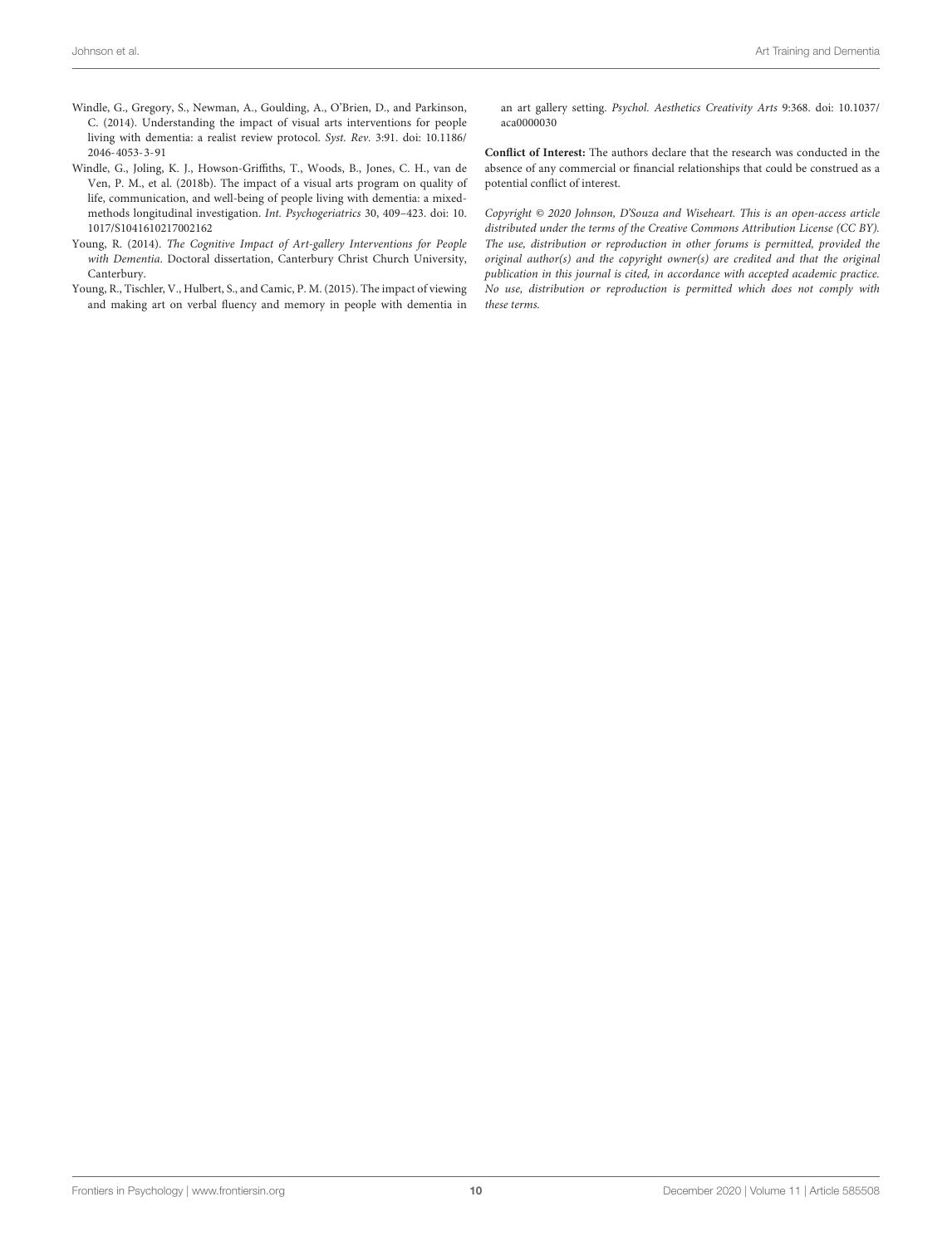Windle, G., Gregory, S., Newman, A., Goulding, A., O'Brien, D., and Parkinson, C. (2014). Understanding the impact of visual arts interventions for people living with dementia: a realist review protocol. *Syst. Rev.* 3:91. doi: 10.1186/2046-4053-3-91

Windle, G., Joling, K. J., Howson-Griffiths, T., Woods, B., Jones, C. H., van de Ven, P. M., et al. (2018b). The impact of a visual arts program on quality of life, communication, and well-being of people living with dementia: a mixed-methods longitudinal investigation. *Int. Psychogeriatrics* 30, 409–423. doi: 10.1017/S1041610217002162

Young, R. (2014). *The Cognitive Impact of Art-gallery Interventions for People with Dementia*. Doctoral dissertation, Canterbury Christ Church University, Canterbury.

Young, R., Tischler, V., Hulbert, S., and Camic, P. M. (2015). The impact of viewing and making art on verbal fluency and memory in people with dementia in an art gallery setting. *Psychol. Aesthetics Creativity Arts* 9:368. doi: 10.1037/aca0000030

**Conflict of Interest:** The authors declare that the research was conducted in the absence of any commercial or financial relationships that could be construed as a potential conflict of interest.

*Copyright © 2020 Johnson, D'Souza and Wiseheart. This is an open-access article distributed under the terms of the Creative Commons Attribution License (CC BY). The use, distribution or reproduction in other forums is permitted, provided the original author(s) and the copyright owner(s) are credited and that the original publication in this journal is cited, in accordance with accepted academic practice. No use, distribution or reproduction is permitted which does not comply with these terms.*